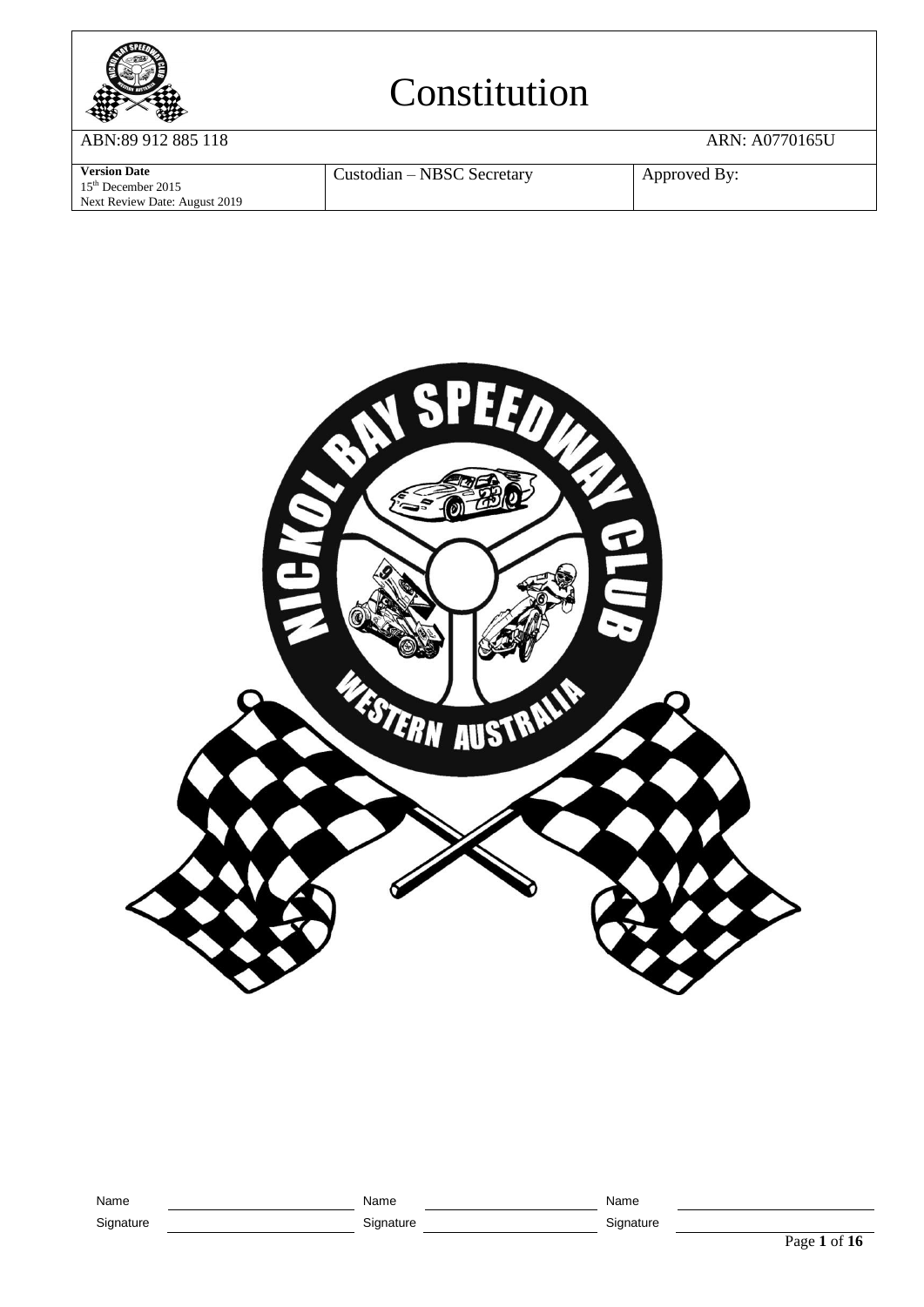# Constitution

| ABN:89 912 885 118 | | ARN: A0770165U |
| --- | --- | --- |
| **Version Date** 15th December 2015 Next Review Date: August 2019 | Custodian – NBSC Secretary | Approved By: |

| Name | | Name | | Name | |
| --- | --- | --- | --- | --- | --- |
| Signature | | Signature | | Signature | |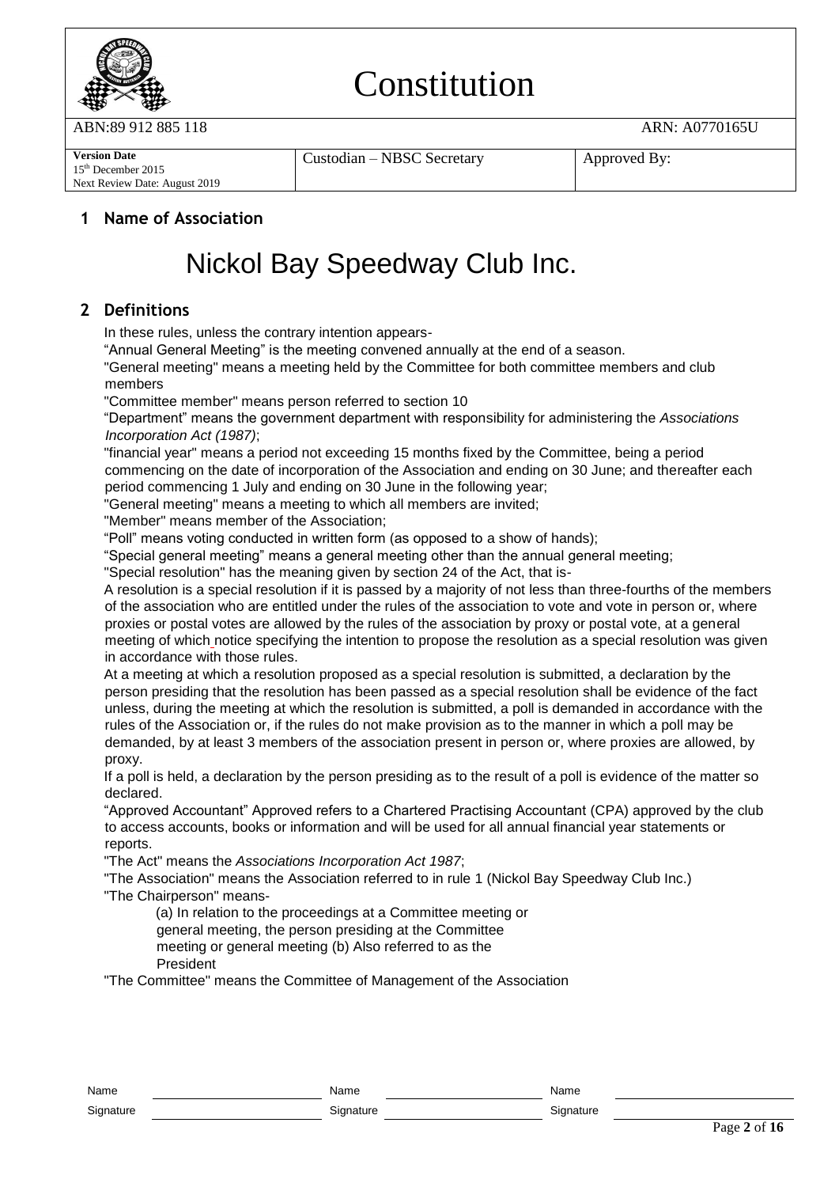## 1 Name of Association

# Nickol Bay Speedway Club Inc.

## 2 Definitions

In these rules, unless the contrary intention appears-

"Annual General Meeting" is the meeting convened annually at the end of a season.

"General meeting" means a meeting held by the Committee for both committee members and club members

"Committee member" means person referred to section 10

"Department" means the government department with responsibility for administering the *Associations Incorporation Act (1987)*;

"financial year" means a period not exceeding 15 months fixed by the Committee, being a period commencing on the date of incorporation of the Association and ending on 30 June; and thereafter each period commencing 1 July and ending on 30 June in the following year;

"General meeting" means a meeting to which all members are invited;

"Member" means member of the Association;

"Poll" means voting conducted in written form (as opposed to a show of hands);

"Special general meeting" means a general meeting other than the annual general meeting;

"Special resolution" has the meaning given by section 24 of the Act, that is-

A resolution is a special resolution if it is passed by a majority of not less than three-fourths of the members of the association who are entitled under the rules of the association to vote and vote in person or, where proxies or postal votes are allowed by the rules of the association by proxy or postal vote, at a general meeting of which notice specifying the intention to propose the resolution as a special resolution was given in accordance with those rules.

At a meeting at which a resolution proposed as a special resolution is submitted, a declaration by the person presiding that the resolution has been passed as a special resolution shall be evidence of the fact unless, during the meeting at which the resolution is submitted, a poll is demanded in accordance with the rules of the Association or, if the rules do not make provision as to the manner in which a poll may be demanded, by at least 3 members of the association present in person or, where proxies are allowed, by proxy.

If a poll is held, a declaration by the person presiding as to the result of a poll is evidence of the matter so declared.

"Approved Accountant" Approved refers to a Chartered Practising Accountant (CPA) approved by the club to access accounts, books or information and will be used for all annual financial year statements or reports.

"The Act" means the *Associations Incorporation Act 1987*;

"The Association" means the Association referred to in in rule 1 (Nickol Bay Speedway Club Inc.)

"The Chairperson" means-

(a) In relation to the proceedings at a Committee meeting or general meeting, the person presiding at the Committee meeting or general meeting (b) Also referred to as the President

"The Committee" means the Committee of Management of the Association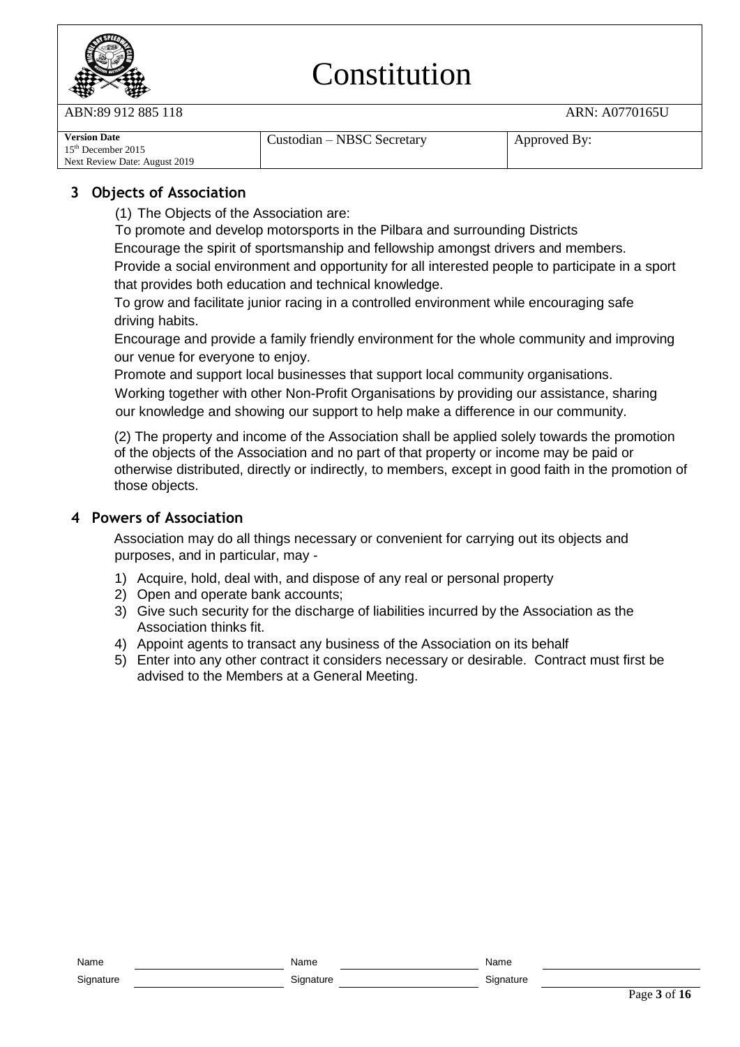## 3 Objects of Association

(1) The Objects of the Association are:

To promote and develop motorsports in the Pilbara and surrounding Districts

Encourage the spirit of sportsmanship and fellowship amongst drivers and members.

Provide a social environment and opportunity for all interested people to participate in a sport that provides both education and technical knowledge.

To grow and facilitate junior racing in a controlled environment while encouraging safe driving habits.

Encourage and provide a family friendly environment for the whole community and improving our venue for everyone to enjoy.

Promote and support local businesses that support local community organisations.

Working together with other Non-Profit Organisations by providing our assistance, sharing our knowledge and showing our support to help make a difference in our community.

(2) The property and income of the Association shall be applied solely towards the promotion of the objects of the Association and no part of that property or income may be paid or otherwise distributed, directly or indirectly, to members, except in good faith in the promotion of those objects.

## 4 Powers of Association

Association may do all things necessary or convenient for carrying out its objects and purposes, and in particular, may -

1) Acquire, hold, deal with, and dispose of any real or personal property
2) Open and operate bank accounts;
3) Give such security for the discharge of liabilities incurred by the Association as the Association thinks fit.
4) Appoint agents to transact any business of the Association on its behalf
5) Enter into any other contract it considers necessary or desirable. Contract must first be advised to the Members at a General Meeting.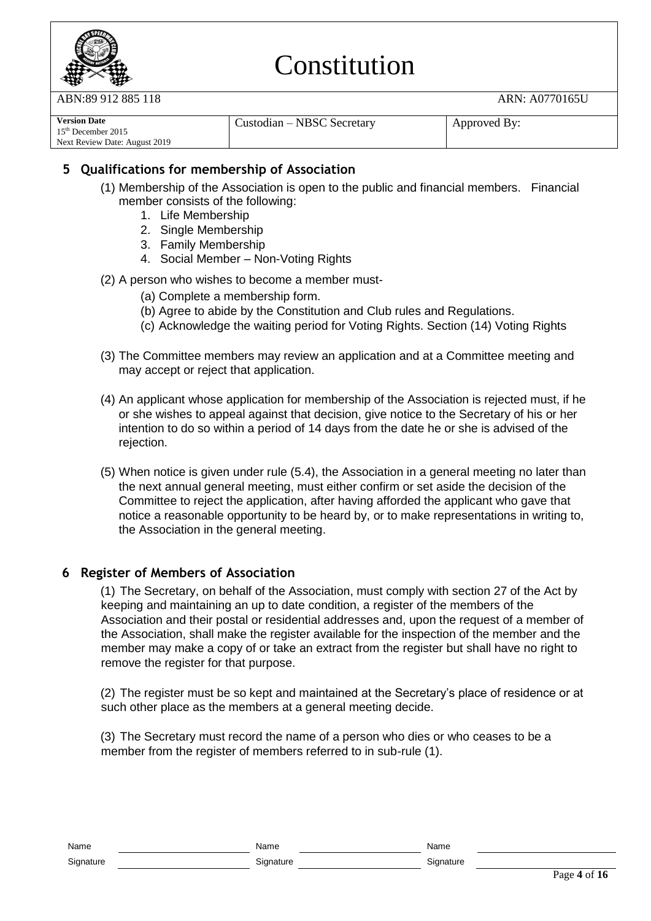## 5 Qualifications for membership of Association

(1) Membership of the Association is open to the public and financial members. Financial member consists of the following:

1. Life Membership
2. Single Membership
3. Family Membership
4. Social Member – Non-Voting Rights

(2) A person who wishes to become a member must-

(a) Complete a membership form.

(b) Agree to abide by the Constitution and Club rules and Regulations.

(c) Acknowledge the waiting period for Voting Rights. Section (14) Voting Rights

(3) The Committee members may review an application and at a Committee meeting and may accept or reject that application.

(4) An applicant whose application for membership of the Association is rejected must, if he or she wishes to appeal against that decision, give notice to the Secretary of his or her intention to do so within a period of 14 days from the date he or she is advised of the rejection.

(5) When notice is given under rule (5.4), the Association in a general meeting no later than the next annual general meeting, must either confirm or set aside the decision of the Committee to reject the application, after having afforded the applicant who gave that notice a reasonable opportunity to be heard by, or to make representations in writing to, the Association in the general meeting.

## 6 Register of Members of Association

(1) The Secretary, on behalf of the Association, must comply with section 27 of the Act by keeping and maintaining an up to date condition, a register of the members of the Association and their postal or residential addresses and, upon the request of a member of the Association, shall make the register available for the inspection of the member and the member may make a copy of or take an extract from the register but shall have no right to remove the register for that purpose.

(2) The register must be so kept and maintained at the Secretary's place of residence or at such other place as the members at a general meeting decide.

(3) The Secretary must record the name of a person who dies or who ceases to be a member from the register of members referred to in sub-rule (1).

| Name | | Name | | Name | |
|---|---|---|---|---|---|
| Signature | | Signature | | Signature | |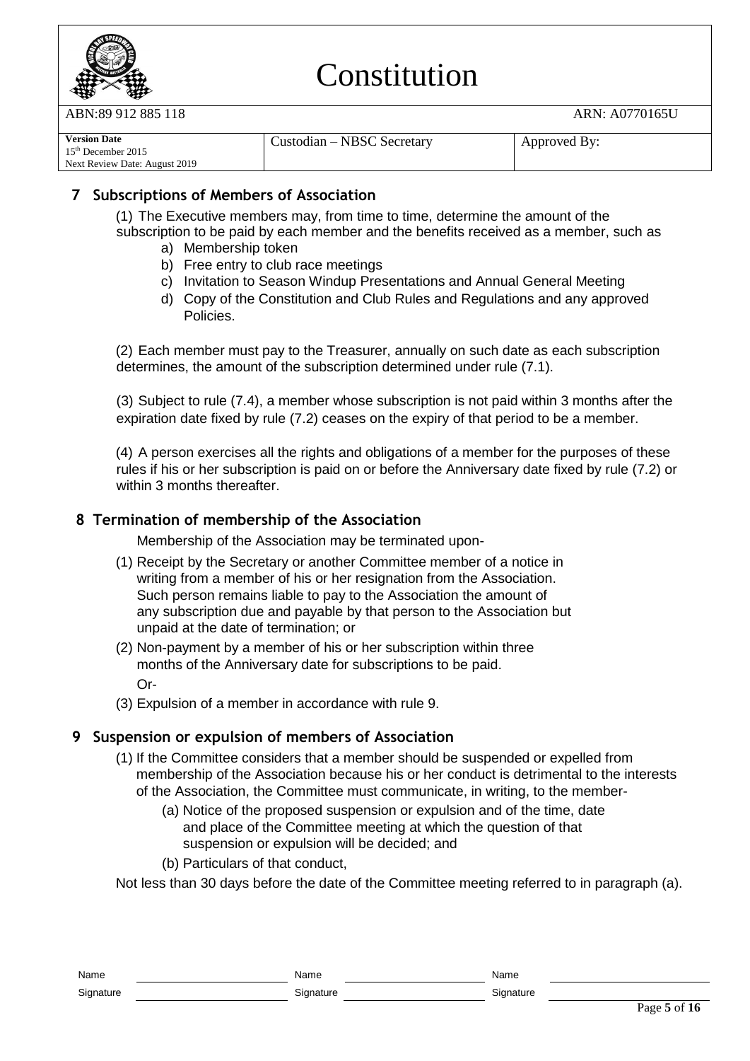## 7 Subscriptions of Members of Association

(1) The Executive members may, from time to time, determine the amount of the subscription to be paid by each member and the benefits received as a member, such as

a) Membership token
b) Free entry to club race meetings
c) Invitation to Season Windup Presentations and Annual General Meeting
d) Copy of the Constitution and Club Rules and Regulations and any approved Policies.

(2) Each member must pay to the Treasurer, annually on such date as each subscription determines, the amount of the subscription determined under rule (7.1).

(3) Subject to rule (7.4), a member whose subscription is not paid within 3 months after the expiration date fixed by rule (7.2) ceases on the expiry of that period to be a member.

(4) A person exercises all the rights and obligations of a member for the purposes of these rules if his or her subscription is paid on or before the Anniversary date fixed by rule (7.2) or within 3 months thereafter.

## 8 Termination of membership of the Association

Membership of the Association may be terminated upon-

(1) Receipt by the Secretary or another Committee member of a notice in writing from a member of his or her resignation from the Association. Such person remains liable to pay to the Association the amount of any subscription due and payable by that person to the Association but unpaid at the date of termination; or

(2) Non-payment by a member of his or her subscription within three months of the Anniversary date for subscriptions to be paid.
Or-

(3) Expulsion of a member in accordance with rule 9.

## 9 Suspension or expulsion of members of Association

(1) If the Committee considers that a member should be suspended or expelled from membership of the Association because his or her conduct is detrimental to the interests of the Association, the Committee must communicate, in writing, to the member-

(a) Notice of the proposed suspension or expulsion and of the time, date and place of the Committee meeting at which the question of that suspension or expulsion will be decided; and

(b) Particulars of that conduct,

Not less than 30 days before the date of the Committee meeting referred to in paragraph (a).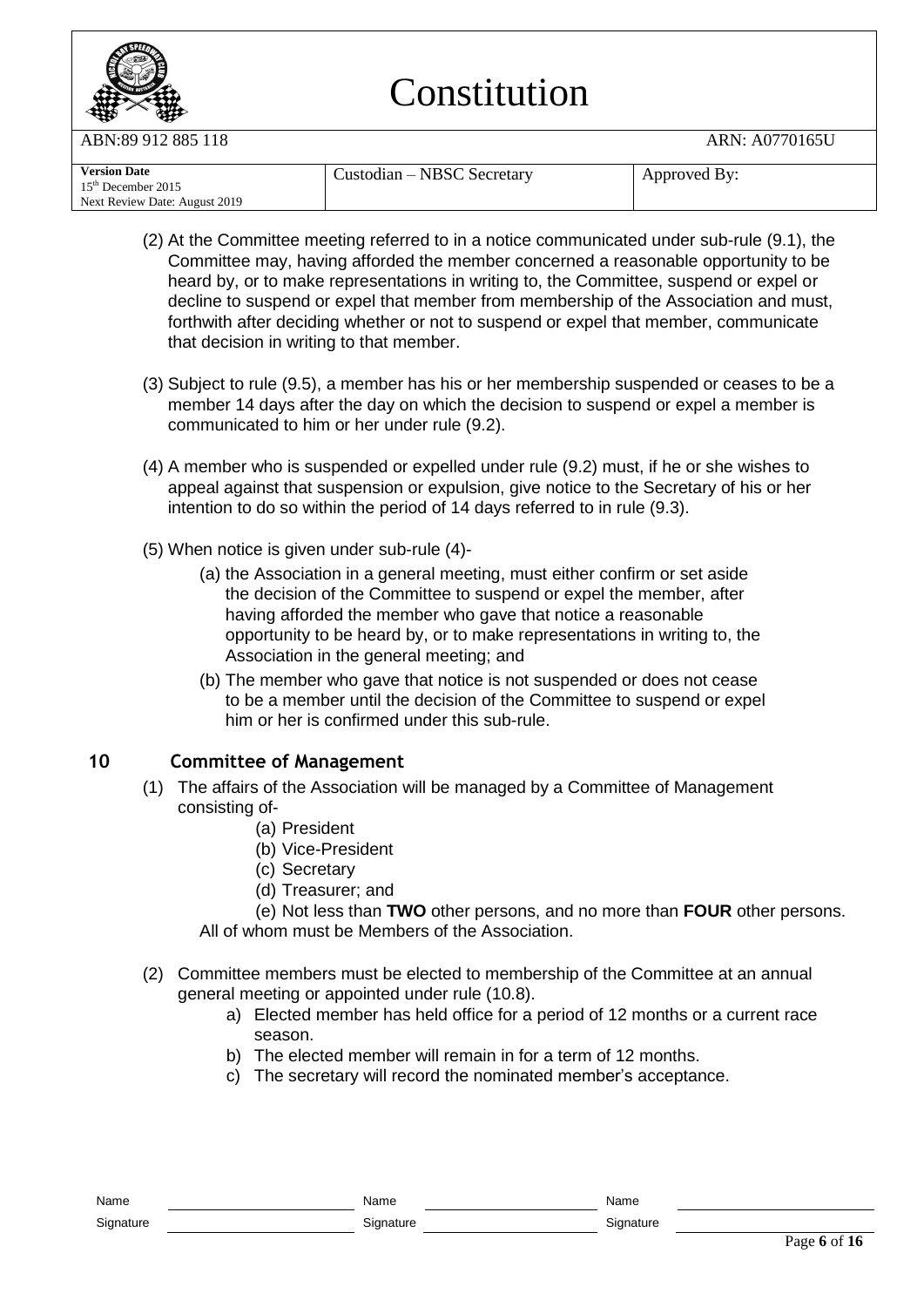(2) At the Committee meeting referred to in a notice communicated under sub-rule (9.1), the Committee may, having afforded the member concerned a reasonable opportunity to be heard by, or to make representations in writing to, the Committee, suspend or expel or decline to suspend or expel that member from membership of the Association and must, forthwith after deciding whether or not to suspend or expel that member, communicate that decision in writing to that member.

(3) Subject to rule (9.5), a member has his or her membership suspended or ceases to be a member 14 days after the day on which the decision to suspend or expel a member is communicated to him or her under rule (9.2).

(4) A member who is suspended or expelled under rule (9.2) must, if he or she wishes to appeal against that suspension or expulsion, give notice to the Secretary of his or her intention to do so within the period of 14 days referred to in rule (9.3).

(5) When notice is given under sub-rule (4)-

  (a) the Association in a general meeting, must either confirm or set aside the decision of the Committee to suspend or expel the member, after having afforded the member who gave that notice a reasonable opportunity to be heard by, or to make representations in writing to, the Association in the general meeting; and

  (b) The member who gave that notice is not suspended or does not cease to be a member until the decision of the Committee to suspend or expel him or her is confirmed under this sub-rule.

## 10 Committee of Management

(1) The affairs of the Association will be managed by a Committee of Management consisting of-

  (a) President
  (b) Vice-President
  (c) Secretary
  (d) Treasurer; and
  (e) Not less than **TWO** other persons, and no more than **FOUR** other persons.

All of whom must be Members of the Association.

(2) Committee members must be elected to membership of the Committee at an annual general meeting or appointed under rule (10.8).

  a) Elected member has held office for a period of 12 months or a current race season.
  b) The elected member will remain in for a term of 12 months.
  c) The secretary will record the nominated member's acceptance.

| Name | | Name | | Name | |
|---|---|---|---|---|---|
| Signature | | Signature | | Signature | |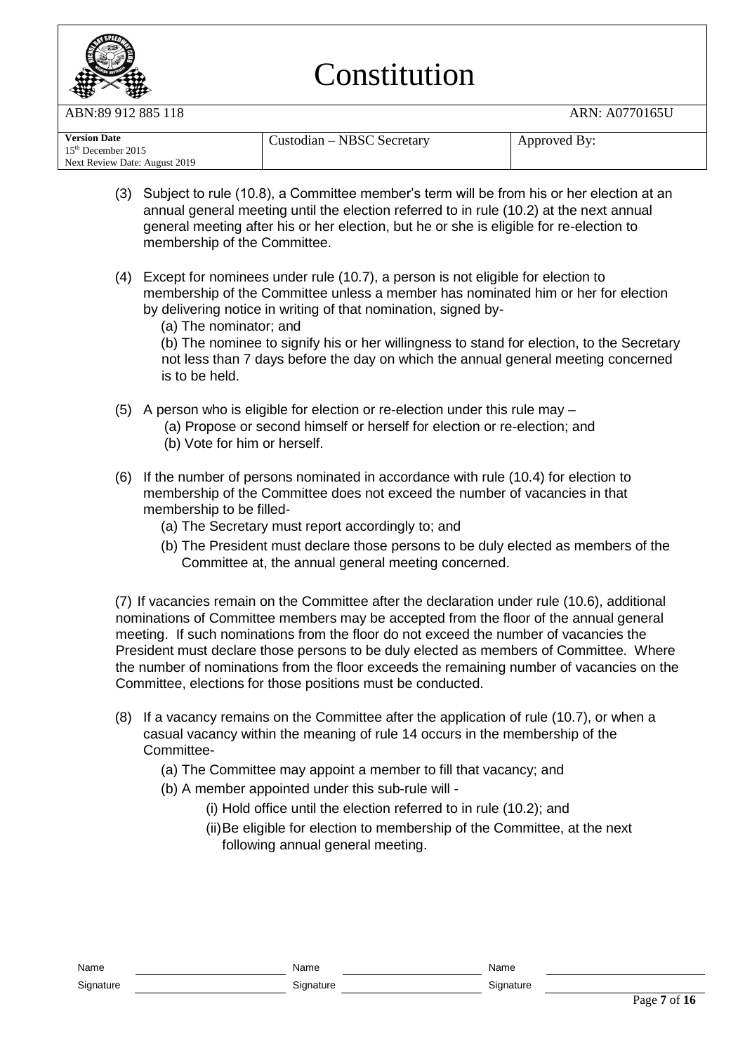(3) Subject to rule (10.8), a Committee member's term will be from his or her election at an annual general meeting until the election referred to in rule (10.2) at the next annual general meeting after his or her election, but he or she is eligible for re-election to membership of the Committee.

(4) Except for nominees under rule (10.7), a person is not eligible for election to membership of the Committee unless a member has nominated him or her for election by delivering notice in writing of that nomination, signed by-

   (a) The nominator; and

   (b) The nominee to signify his or her willingness to stand for election, to the Secretary not less than 7 days before the day on which the annual general meeting concerned is to be held.

(5) A person who is eligible for election or re-election under this rule may –

   (a) Propose or second himself or herself for election or re-election; and

   (b) Vote for him or herself.

(6) If the number of persons nominated in accordance with rule (10.4) for election to membership of the Committee does not exceed the number of vacancies in that membership to be filled-

   (a) The Secretary must report accordingly to; and

   (b) The President must declare those persons to be duly elected as members of the Committee at, the annual general meeting concerned.

(7) If vacancies remain on the Committee after the declaration under rule (10.6), additional nominations of Committee members may be accepted from the floor of the annual general meeting. If such nominations from the floor do not exceed the number of vacancies the President must declare those persons to be duly elected as members of Committee. Where the number of nominations from the floor exceeds the remaining number of vacancies on the Committee, elections for those positions must be conducted.

(8) If a vacancy remains on the Committee after the application of rule (10.7), or when a casual vacancy within the meaning of rule 14 occurs in the membership of the Committee-

   (a) The Committee may appoint a member to fill that vacancy; and

   (b) A member appointed under this sub-rule will -

      (i) Hold office until the election referred to in rule (10.2); and

      (ii) Be eligible for election to membership of the Committee, at the next following annual general meeting.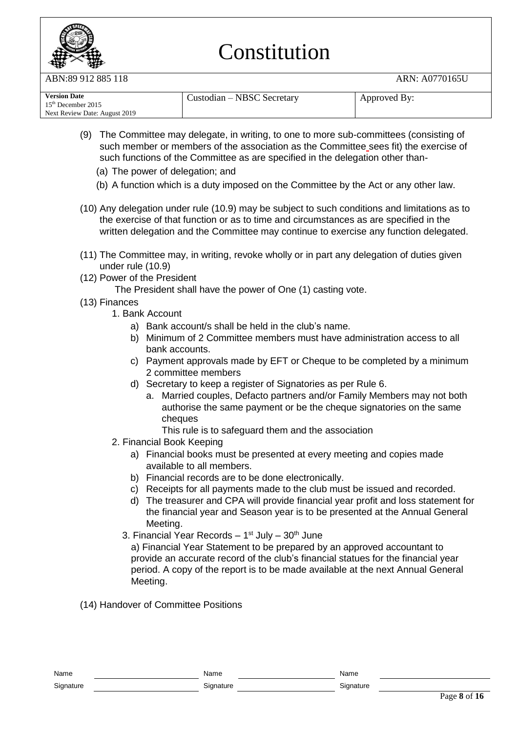(9) The Committee may delegate, in writing, to one to more sub-committees (consisting of such member or members of the association as the Committee sees fit) the exercise of such functions of the Committee as are specified in the delegation other than-

   (a) The power of delegation; and

   (b) A function which is a duty imposed on the Committee by the Act or any other law.

(10) Any delegation under rule (10.9) may be subject to such conditions and limitations as to the exercise of that function or as to time and circumstances as are specified in the written delegation and the Committee may continue to exercise any function delegated.

(11) The Committee may, in writing, revoke wholly or in part any delegation of duties given under rule (10.9)

(12) Power of the President

   The President shall have the power of One (1) casting vote.

(13) Finances

1. Bank Account
   a) Bank account/s shall be held in the club's name.
   b) Minimum of 2 Committee members must have administration access to all bank accounts.
   c) Payment approvals made by EFT or Cheque to be completed by a minimum 2 committee members
   d) Secretary to keep a register of Signatories as per Rule 6.
      a. Married couples, Defacto partners and/or Family Members may not both authorise the same payment or be the cheque signatories on the same cheques

         This rule is to safeguard them and the association
2. Financial Book Keeping
   a) Financial books must be presented at every meeting and copies made available to all members.
   b) Financial records are to be done electronically.
   c) Receipts for all payments made to the club must be issued and recorded.
   d) The treasurer and CPA will provide financial year profit and loss statement for the financial year and Season year is to be presented at the Annual General Meeting.
3. Financial Year Records – 1st July – 30th June

   a) Financial Year Statement to be prepared by an approved accountant to provide an accurate record of the club's financial statues for the financial year period. A copy of the report is to be made available at the next Annual General Meeting.

(14) Handover of Committee Positions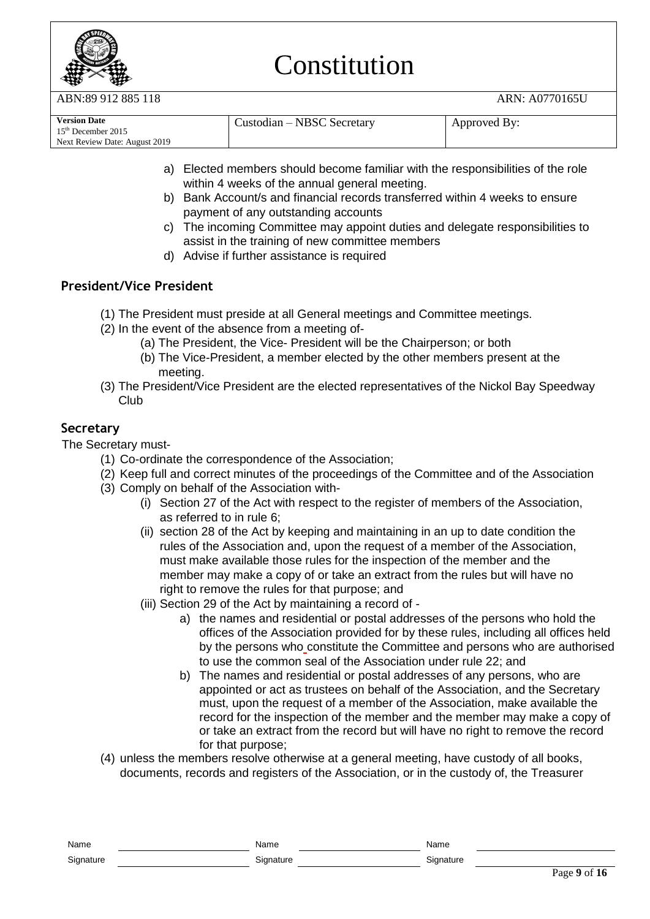a) Elected members should become familiar with the responsibilities of the role within 4 weeks of the annual general meeting.
b) Bank Account/s and financial records transferred within 4 weeks to ensure payment of any outstanding accounts
c) The incoming Committee may appoint duties and delegate responsibilities to assist in the training of new committee members
d) Advise if further assistance is required

## President/Vice President

(1) The President must preside at all General meetings and Committee meetings.
(2) In the event of the absence from a meeting of-
   (a) The President, the Vice- President will be the Chairperson; or both
   (b) The Vice-President, a member elected by the other members present at the meeting.
(3) The President/Vice President are the elected representatives of the Nickol Bay Speedway Club

## Secretary

The Secretary must-

(1) Co-ordinate the correspondence of the Association;
(2) Keep full and correct minutes of the proceedings of the Committee and of the Association
(3) Comply on behalf of the Association with-
   (i) Section 27 of the Act with respect to the register of members of the Association, as referred to in rule 6;
   (ii) section 28 of the Act by keeping and maintaining in an up to date condition the rules of the Association and, upon the request of a member of the Association, must make available those rules for the inspection of the member and the member may make a copy of or take an extract from the rules but will have no right to remove the rules for that purpose; and
   (iii) Section 29 of the Act by maintaining a record of -
      a) the names and residential or postal addresses of the persons who hold the offices of the Association provided for by these rules, including all offices held by the persons who constitute the Committee and persons who are authorised to use the common seal of the Association under rule 22; and
      b) The names and residential or postal addresses of any persons, who are appointed or act as trustees on behalf of the Association, and the Secretary must, upon the request of a member of the Association, make available the record for the inspection of the member and the member may make a copy of or take an extract from the record but will have no right to remove the record for that purpose;
(4) unless the members resolve otherwise at a general meeting, have custody of all books, documents, records and registers of the Association, or in the custody of, the Treasurer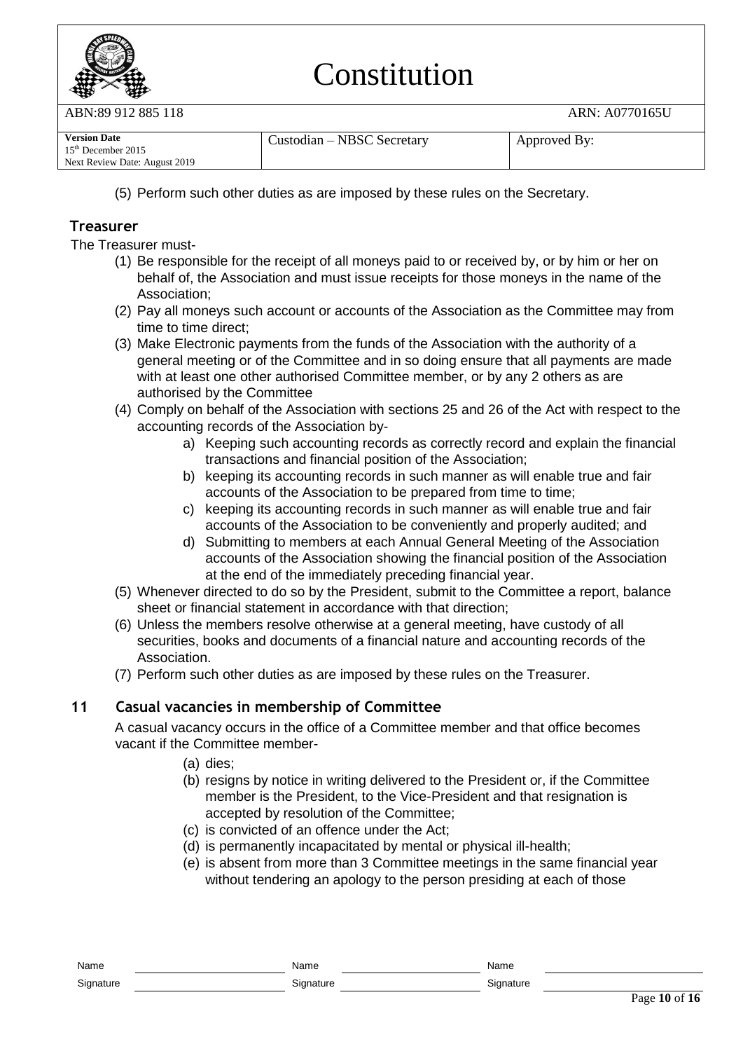(5) Perform such other duties as are imposed by these rules on the Secretary.

### Treasurer

The Treasurer must-

(1) Be responsible for the receipt of all moneys paid to or received by, or by him or her on behalf of, the Association and must issue receipts for those moneys in the name of the Association;

(2) Pay all moneys such account or accounts of the Association as the Committee may from time to time direct;

(3) Make Electronic payments from the funds of the Association with the authority of a general meeting or of the Committee and in so doing ensure that all payments are made with at least one other authorised Committee member, or by any 2 others as are authorised by the Committee

(4) Comply on behalf of the Association with sections 25 and 26 of the Act with respect to the accounting records of the Association by-

   a) Keeping such accounting records as correctly record and explain the financial transactions and financial position of the Association;
   b) keeping its accounting records in such manner as will enable true and fair accounts of the Association to be prepared from time to time;
   c) keeping its accounting records in such manner as will enable true and fair accounts of the Association to be conveniently and properly audited; and
   d) Submitting to members at each Annual General Meeting of the Association accounts of the Association showing the financial position of the Association at the end of the immediately preceding financial year.

(5) Whenever directed to do so by the President, submit to the Committee a report, balance sheet or financial statement in accordance with that direction;

(6) Unless the members resolve otherwise at a general meeting, have custody of all securities, books and documents of a financial nature and accounting records of the Association.

(7) Perform such other duties as are imposed by these rules on the Treasurer.

## 11 Casual vacancies in membership of Committee

A casual vacancy occurs in the office of a Committee member and that office becomes vacant if the Committee member-

(a) dies;
(b) resigns by notice in writing delivered to the President or, if the Committee member is the President, to the Vice-President and that resignation is accepted by resolution of the Committee;
(c) is convicted of an offence under the Act;
(d) is permanently incapacitated by mental or physical ill-health;
(e) is absent from more than 3 Committee meetings in the same financial year without tendering an apology to the person presiding at each of those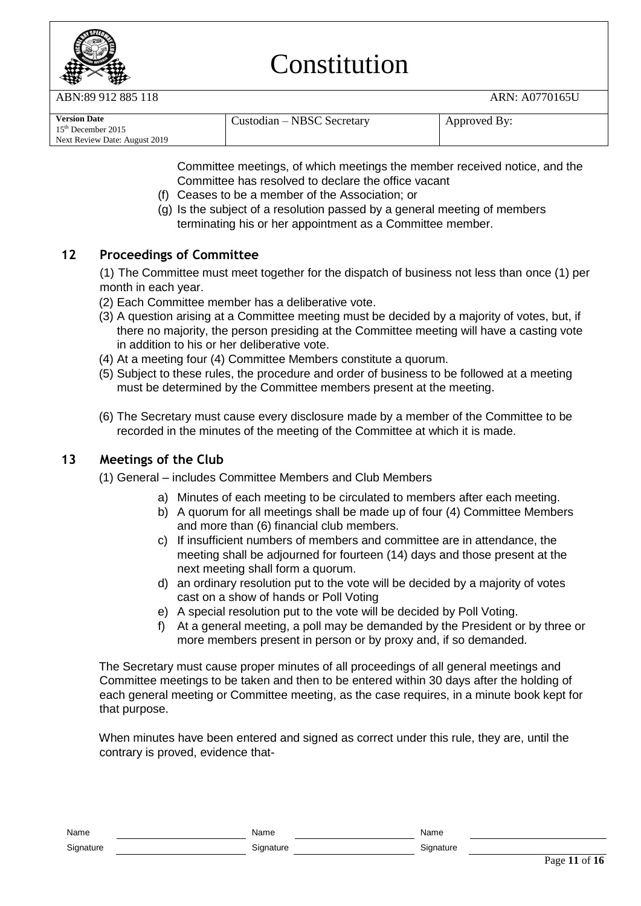Committee meetings, of which meetings the member received notice, and the Committee has resolved to declare the office vacant

(f) Ceases to be a member of the Association; or

(g) Is the subject of a resolution passed by a general meeting of members terminating his or her appointment as a Committee member.

## 12 Proceedings of Committee

(1) The Committee must meet together for the dispatch of business not less than once (1) per month in each year.

(2) Each Committee member has a deliberative vote.

(3) A question arising at a Committee meeting must be decided by a majority of votes, but, if there no majority, the person presiding at the Committee meeting will have a casting vote in addition to his or her deliberative vote.

(4) At a meeting four (4) Committee Members constitute a quorum.

(5) Subject to these rules, the procedure and order of business to be followed at a meeting must be determined by the Committee members present at the meeting.

(6) The Secretary must cause every disclosure made by a member of the Committee to be recorded in the minutes of the meeting of the Committee at which it is made.

## 13 Meetings of the Club

(1) General – includes Committee Members and Club Members

a) Minutes of each meeting to be circulated to members after each meeting.

b) A quorum for all meetings shall be made up of four (4) Committee Members and more than (6) financial club members.

c) If insufficient numbers of members and committee are in attendance, the meeting shall be adjourned for fourteen (14) days and those present at the next meeting shall form a quorum.

d) an ordinary resolution put to the vote will be decided by a majority of votes cast on a show of hands or Poll Voting

e) A special resolution put to the vote will be decided by Poll Voting.

f) At a general meeting, a poll may be demanded by the President or by three or more members present in person or by proxy and, if so demanded.

The Secretary must cause proper minutes of all proceedings of all general meetings and Committee meetings to be taken and then to be entered within 30 days after the holding of each general meeting or Committee meeting, as the case requires, in a minute book kept for that purpose.

When minutes have been entered and signed as correct under this rule, they are, until the contrary is proved, evidence that-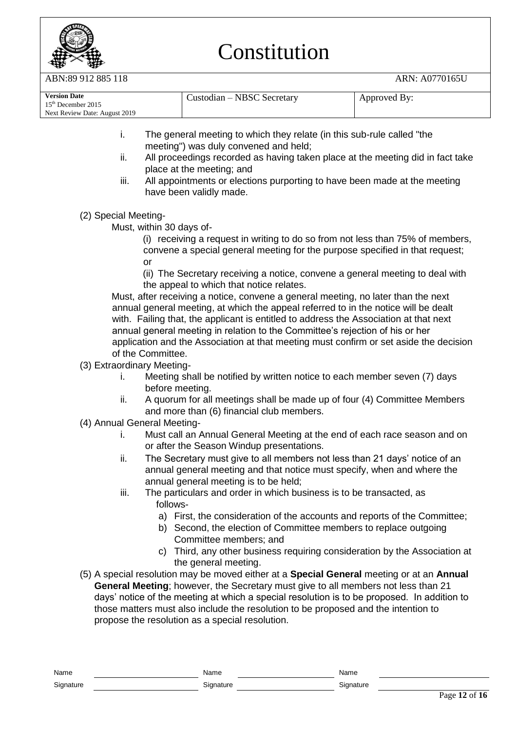i. The general meeting to which they relate (in this sub-rule called "the meeting") was duly convened and held;
ii. All proceedings recorded as having taken place at the meeting did in fact take place at the meeting; and
iii. All appointments or elections purporting to have been made at the meeting have been validly made.

(2) Special Meeting-

Must, within 30 days of-

(i) receiving a request in writing to do so from not less than 75% of members, convene a special general meeting for the purpose specified in that request; or

(ii) The Secretary receiving a notice, convene a general meeting to deal with the appeal to which that notice relates.

Must, after receiving a notice, convene a general meeting, no later than the next annual general meeting, at which the appeal referred to in the notice will be dealt with. Failing that, the applicant is entitled to address the Association at that next annual general meeting in relation to the Committee's rejection of his or her application and the Association at that meeting must confirm or set aside the decision of the Committee.

(3) Extraordinary Meeting-

i. Meeting shall be notified by written notice to each member seven (7) days before meeting.
ii. A quorum for all meetings shall be made up of four (4) Committee Members and more than (6) financial club members.

(4) Annual General Meeting-

i. Must call an Annual General Meeting at the end of each race season and on or after the Season Windup presentations.
ii. The Secretary must give to all members not less than 21 days' notice of an annual general meeting and that notice must specify, when and where the annual general meeting is to be held;
iii. The particulars and order in which business is to be transacted, as follows-
   a) First, the consideration of the accounts and reports of the Committee;
   b) Second, the election of Committee members to replace outgoing Committee members; and
   c) Third, any other business requiring consideration by the Association at the general meeting.

(5) A special resolution may be moved either at a **Special General** meeting or at an **Annual General Meeting**; however, the Secretary must give to all members not less than 21 days' notice of the meeting at which a special resolution is to be proposed. In addition to those matters must also include the resolution to be proposed and the intention to propose the resolution as a special resolution.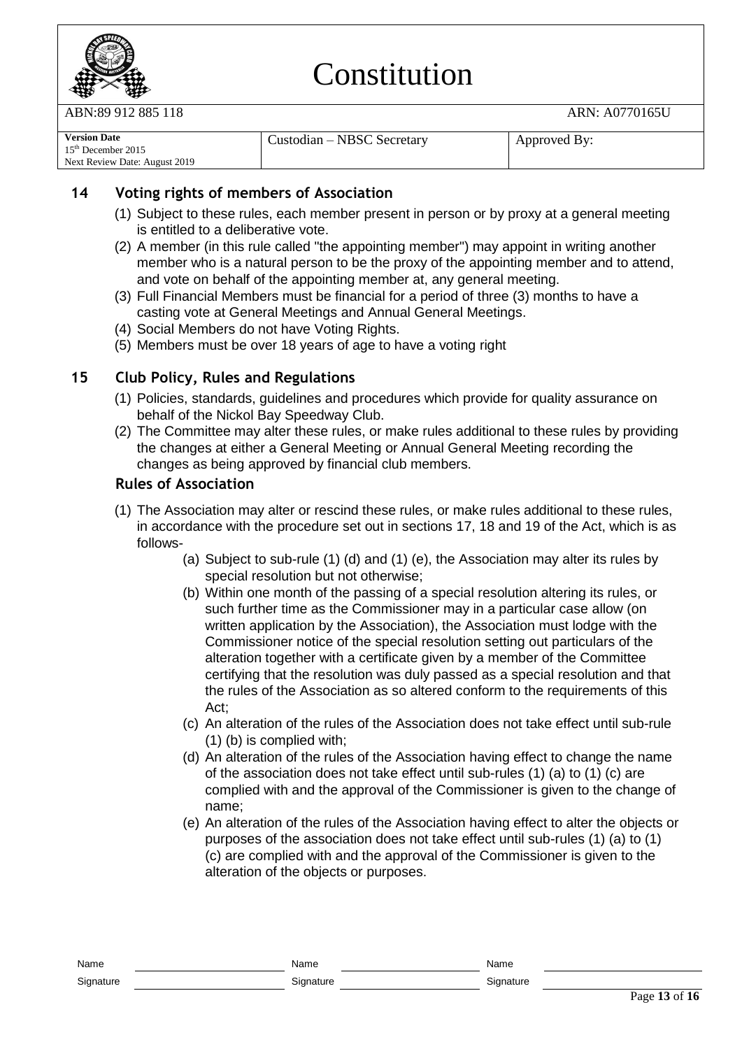## 14 Voting rights of members of Association

(1) Subject to these rules, each member present in person or by proxy at a general meeting is entitled to a deliberative vote.

(2) A member (in this rule called "the appointing member") may appoint in writing another member who is a natural person to be the proxy of the appointing member and to attend, and vote on behalf of the appointing member at, any general meeting.

(3) Full Financial Members must be financial for a period of three (3) months to have a casting vote at General Meetings and Annual General Meetings.

(4) Social Members do not have Voting Rights.

(5) Members must be over 18 years of age to have a voting right

## 15 Club Policy, Rules and Regulations

(1) Policies, standards, guidelines and procedures which provide for quality assurance on behalf of the Nickol Bay Speedway Club.

(2) The Committee may alter these rules, or make rules additional to these rules by providing the changes at either a General Meeting or Annual General Meeting recording the changes as being approved by financial club members.

### Rules of Association

(1) The Association may alter or rescind these rules, or make rules additional to these rules, in accordance with the procedure set out in sections 17, 18 and 19 of the Act, which is as follows-

- (a) Subject to sub-rule (1) (d) and (1) (e), the Association may alter its rules by special resolution but not otherwise;
- (b) Within one month of the passing of a special resolution altering its rules, or such further time as the Commissioner may in a particular case allow (on written application by the Association), the Association must lodge with the Commissioner notice of the special resolution setting out particulars of the alteration together with a certificate given by a member of the Committee certifying that the resolution was duly passed as a special resolution and that the rules of the Association as so altered conform to the requirements of this Act;
- (c) An alteration of the rules of the Association does not take effect until sub-rule (1) (b) is complied with;
- (d) An alteration of the rules of the Association having effect to change the name of the association does not take effect until sub-rules (1) (a) to (1) (c) are complied with and the approval of the Commissioner is given to the change of name;
- (e) An alteration of the rules of the Association having effect to alter the objects or purposes of the association does not take effect until sub-rules (1) (a) to (1) (c) are complied with and the approval of the Commissioner is given to the alteration of the objects or purposes.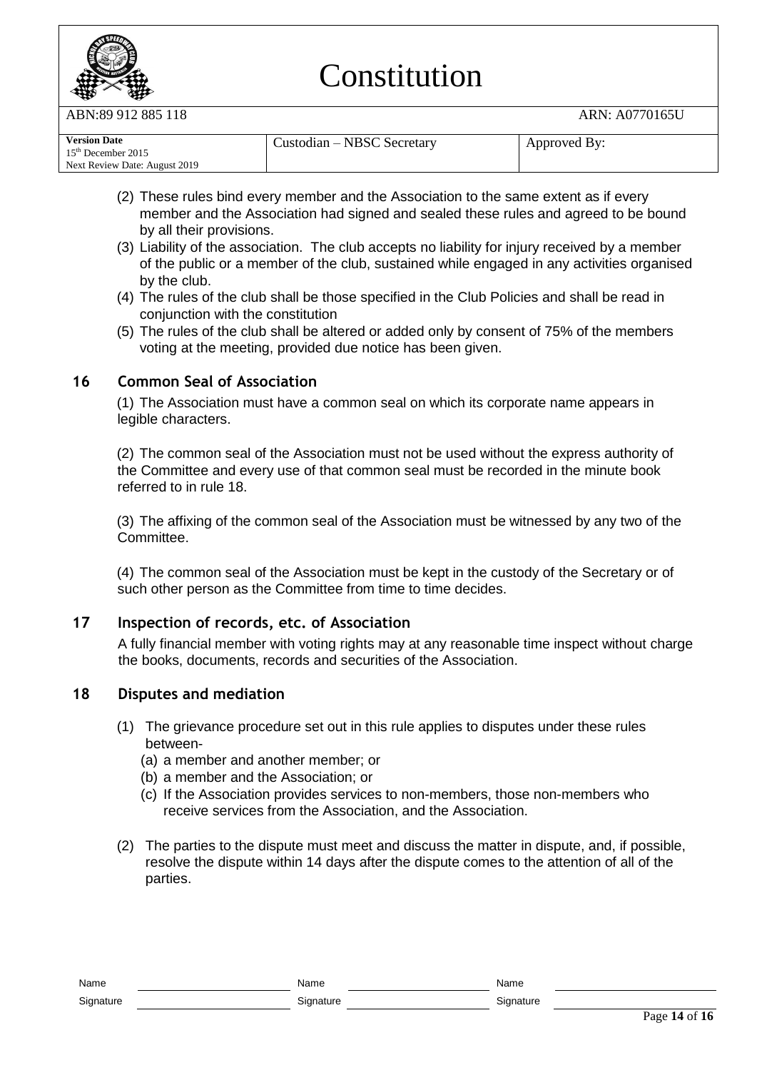(2) These rules bind every member and the Association to the same extent as if every member and the Association had signed and sealed these rules and agreed to be bound by all their provisions.

(3) Liability of the association. The club accepts no liability for injury received by a member of the public or a member of the club, sustained while engaged in any activities organised by the club.

(4) The rules of the club shall be those specified in the Club Policies and shall be read in conjunction with the constitution

(5) The rules of the club shall be altered or added only by consent of 75% of the members voting at the meeting, provided due notice has been given.

## 16 Common Seal of Association

(1) The Association must have a common seal on which its corporate name appears in legible characters.

(2) The common seal of the Association must not be used without the express authority of the Committee and every use of that common seal must be recorded in the minute book referred to in rule 18.

(3) The affixing of the common seal of the Association must be witnessed by any two of the Committee.

(4) The common seal of the Association must be kept in the custody of the Secretary or of such other person as the Committee from time to time decides.

## 17 Inspection of records, etc. of Association

A fully financial member with voting rights may at any reasonable time inspect without charge the books, documents, records and securities of the Association.

## 18 Disputes and mediation

(1) The grievance procedure set out in this rule applies to disputes under these rules between-

- (a) a member and another member; or
- (b) a member and the Association; or
- (c) If the Association provides services to non-members, those non-members who receive services from the Association, and the Association.

(2) The parties to the dispute must meet and discuss the matter in dispute, and, if possible, resolve the dispute within 14 days after the dispute comes to the attention of all of the parties.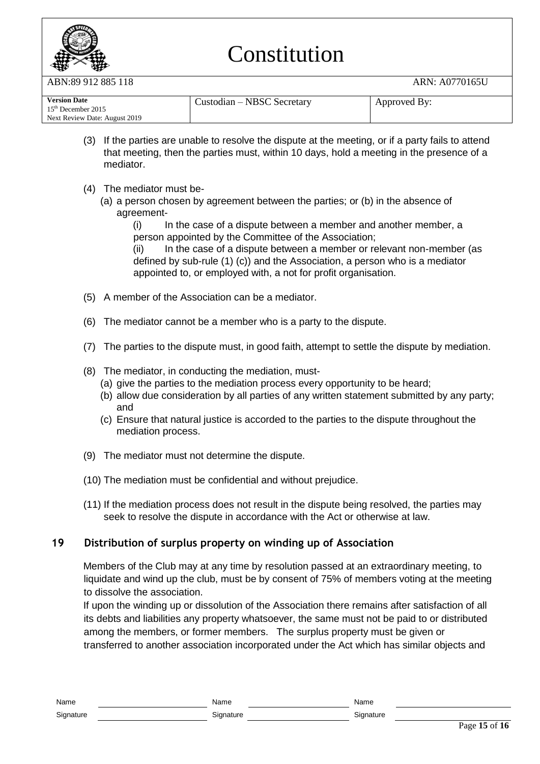(3) If the parties are unable to resolve the dispute at the meeting, or if a party fails to attend that meeting, then the parties must, within 10 days, hold a meeting in the presence of a mediator.

(4) The mediator must be-
   (a) a person chosen by agreement between the parties; or (b) in the absence of agreement-
      (i) In the case of a dispute between a member and another member, a person appointed by the Committee of the Association;
      (ii) In the case of a dispute between a member or relevant non-member (as defined by sub-rule (1) (c)) and the Association, a person who is a mediator appointed to, or employed with, a not for profit organisation.

(5) A member of the Association can be a mediator.

(6) The mediator cannot be a member who is a party to the dispute.

(7) The parties to the dispute must, in good faith, attempt to settle the dispute by mediation.

(8) The mediator, in conducting the mediation, must-
   (a) give the parties to the mediation process every opportunity to be heard;
   (b) allow due consideration by all parties of any written statement submitted by any party; and
   (c) Ensure that natural justice is accorded to the parties to the dispute throughout the mediation process.

(9) The mediator must not determine the dispute.

(10) The mediation must be confidential and without prejudice.

(11) If the mediation process does not result in the dispute being resolved, the parties may seek to resolve the dispute in accordance with the Act or otherwise at law.

## 19 Distribution of surplus property on winding up of Association

Members of the Club may at any time by resolution passed at an extraordinary meeting, to liquidate and wind up the club, must be by consent of 75% of members voting at the meeting to dissolve the association.

If upon the winding up or dissolution of the Association there remains after satisfaction of all its debts and liabilities any property whatsoever, the same must not be paid to or distributed among the members, or former members. The surplus property must be given or transferred to another association incorporated under the Act which has similar objects and

| Name | | Name | | Name | |
|---|---|---|---|---|---|
| Signature | | Signature | | Signature | |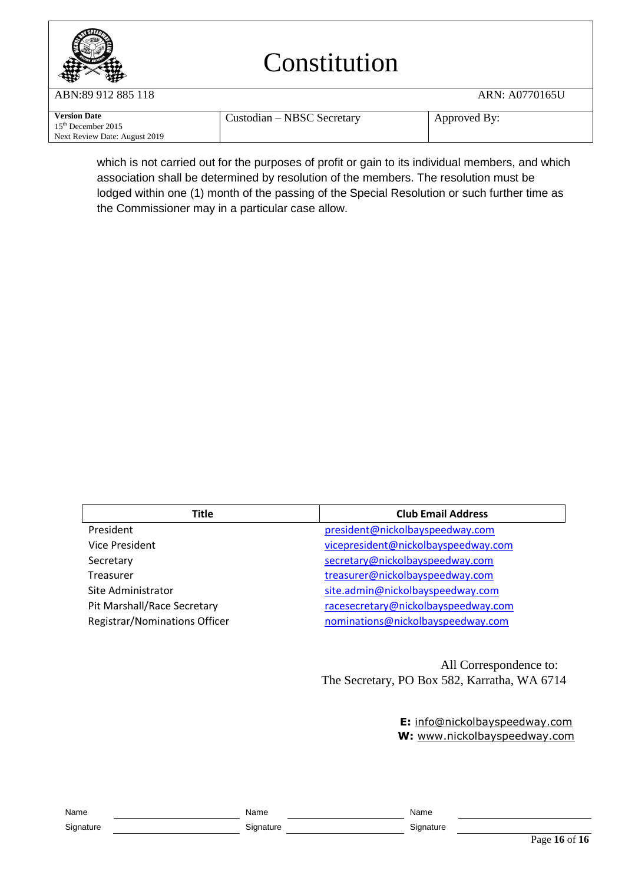which is not carried out for the purposes of profit or gain to its individual members, and which association shall be determined by resolution of the members. The resolution must be lodged within one (1) month of the passing of the Special Resolution or such further time as the Commissioner may in a particular case allow.

| Title | Club Email Address |
| --- | --- |
| President | president@nickolbayspeedway.com |
| Vice President | vicepresident@nickolbayspeedway.com |
| Secretary | secretary@nickolbayspeedway.com |
| Treasurer | treasurer@nickolbayspeedway.com |
| Site Administrator | site.admin@nickolbayspeedway.com |
| Pit Marshall/Race Secretary | racesecretary@nickolbayspeedway.com |
| Registrar/Nominations Officer | nominations@nickolbayspeedway.com |

All Correspondence to:
The Secretary, PO Box 582, Karratha, WA 6714

**E:** info@nickolbayspeedway.com
**W:** www.nickolbayspeedway.com

| | | | | | |
| --- | --- | --- | --- | --- | --- |
| Name | | Name | | Name | |
| Signature | | Signature | | Signature | |